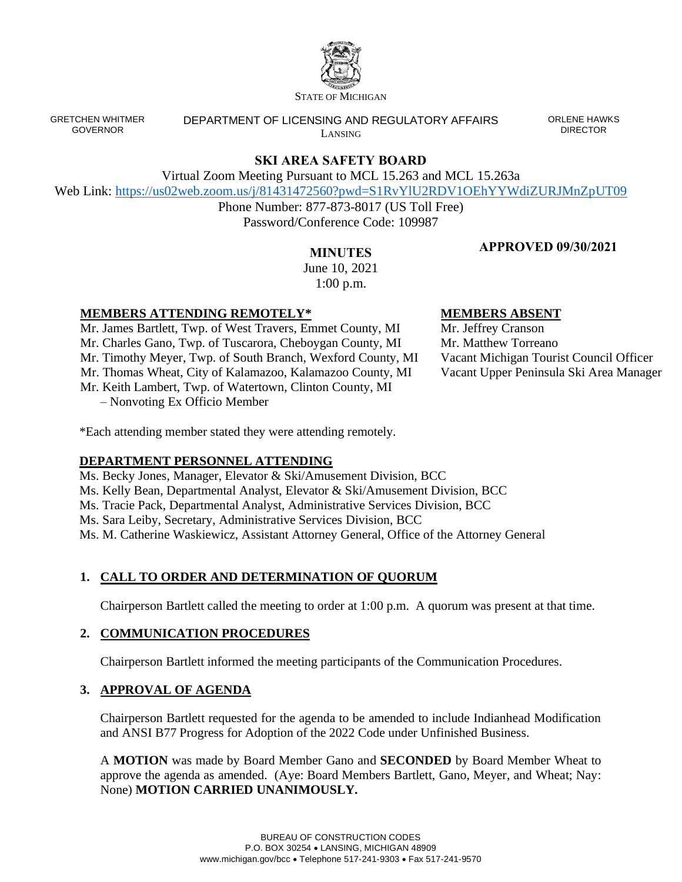STATE OF MICHIGAN

GRETCHEN WHITMER
GOVERNOR

DEPARTMENT OF LICENSING AND REGULATORY AFFAIRS
LANSING

ORLENE HAWKS
DIRECTOR

# SKI AREA SAFETY BOARD

Virtual Zoom Meeting Pursuant to MCL 15.263 and MCL 15.263a
Web Link: https://us02web.zoom.us/j/81431472560?pwd=S1RvYlU2RDV1OEhYYWdiZURJMnZpUT09
Phone Number: 877-873-8017 (US Toll Free)
Password/Conference Code: 109987

**APPROVED 09/30/2021**

## MINUTES

June 10, 2021
1:00 p.m.

**MEMBERS ATTENDING REMOTELY***

Mr. James Bartlett, Twp. of West Travers, Emmet County, MI
Mr. Charles Gano, Twp. of Tuscarora, Cheboygan County, MI
Mr. Timothy Meyer, Twp. of South Branch, Wexford County, MI
Mr. Thomas Wheat, City of Kalamazoo, Kalamazoo County, MI
Mr. Keith Lambert, Twp. of Watertown, Clinton County, MI
– Nonvoting Ex Officio Member

**MEMBERS ABSENT**

Mr. Jeffrey Cranson
Mr. Matthew Torreano
Vacant Michigan Tourist Council Officer
Vacant Upper Peninsula Ski Area Manager

*Each attending member stated they were attending remotely.

**DEPARTMENT PERSONNEL ATTENDING**

Ms. Becky Jones, Manager, Elevator & Ski/Amusement Division, BCC
Ms. Kelly Bean, Departmental Analyst, Elevator & Ski/Amusement Division, BCC
Ms. Tracie Pack, Departmental Analyst, Administrative Services Division, BCC
Ms. Sara Leiby, Secretary, Administrative Services Division, BCC
Ms. M. Catherine Waskiewicz, Assistant Attorney General, Office of the Attorney General

### 1. CALL TO ORDER AND DETERMINATION OF QUORUM

Chairperson Bartlett called the meeting to order at 1:00 p.m. A quorum was present at that time.

### 2. COMMUNICATION PROCEDURES

Chairperson Bartlett informed the meeting participants of the Communication Procedures.

### 3. APPROVAL OF AGENDA

Chairperson Bartlett requested for the agenda to be amended to include Indianhead Modification and ANSI B77 Progress for Adoption of the 2022 Code under Unfinished Business.

A **MOTION** was made by Board Member Gano and **SECONDED** by Board Member Wheat to approve the agenda as amended. (Aye: Board Members Bartlett, Gano, Meyer, and Wheat; Nay: None) **MOTION CARRIED UNANIMOUSLY.**

BUREAU OF CONSTRUCTION CODES
P.O. BOX 30254 • LANSING, MICHIGAN 48909
www.michigan.gov/bcc • Telephone 517-241-9303 • Fax 517-241-9570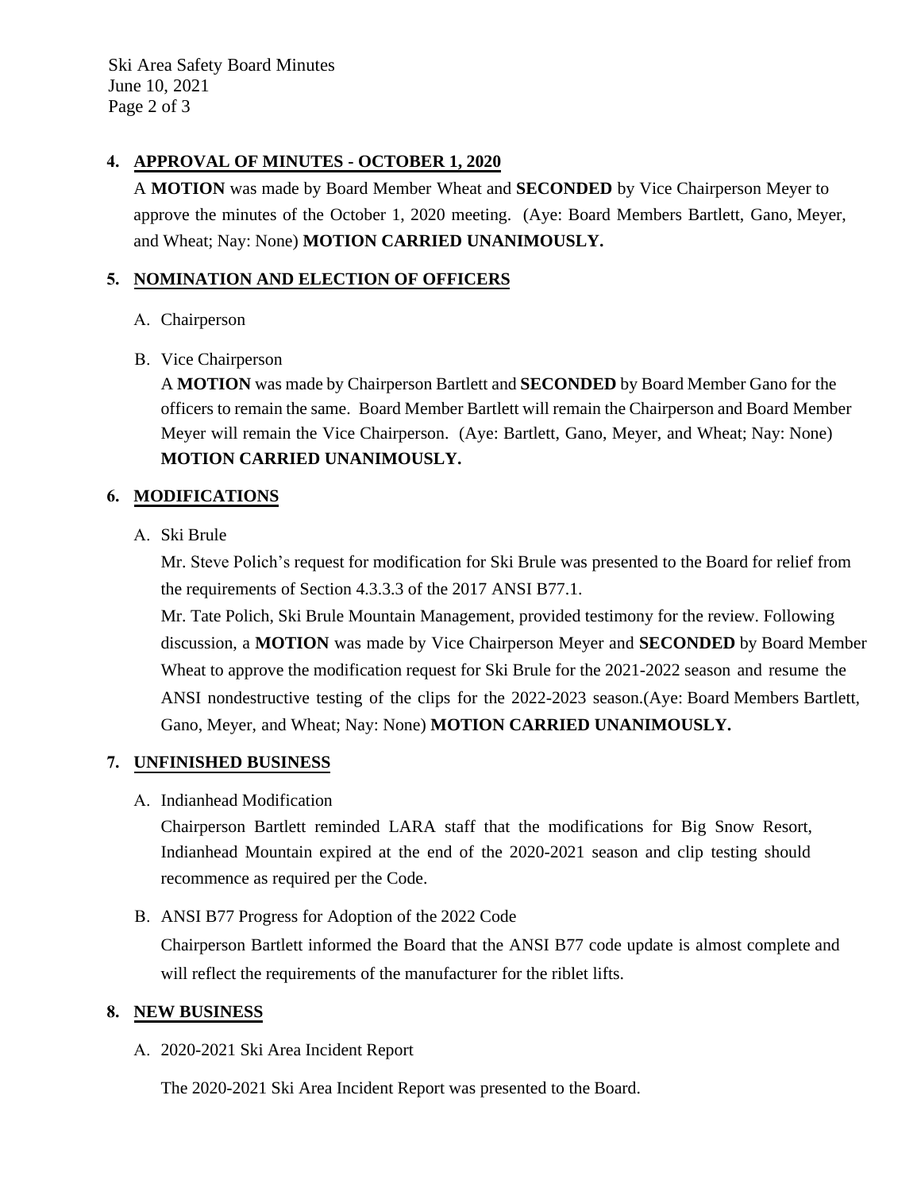## 4. APPROVAL OF MINUTES - OCTOBER 1, 2020

A **MOTION** was made by Board Member Wheat and **SECONDED** by Vice Chairperson Meyer to approve the minutes of the October 1, 2020 meeting. (Aye: Board Members Bartlett, Gano, Meyer, and Wheat; Nay: None) **MOTION CARRIED UNANIMOUSLY.**

## 5. NOMINATION AND ELECTION OF OFFICERS

A. Chairperson

B. Vice Chairperson

A **MOTION** was made by Chairperson Bartlett and **SECONDED** by Board Member Gano for the officers to remain the same. Board Member Bartlett will remain the Chairperson and Board Member Meyer will remain the Vice Chairperson. (Aye: Bartlett, Gano, Meyer, and Wheat; Nay: None) **MOTION CARRIED UNANIMOUSLY.**

## 6. MODIFICATIONS

A. Ski Brule

Mr. Steve Polich's request for modification for Ski Brule was presented to the Board for relief from the requirements of Section 4.3.3.3 of the 2017 ANSI B77.1.

Mr. Tate Polich, Ski Brule Mountain Management, provided testimony for the review. Following discussion, a **MOTION** was made by Vice Chairperson Meyer and **SECONDED** by Board Member Wheat to approve the modification request for Ski Brule for the 2021-2022 season and resume the ANSI nondestructive testing of the clips for the 2022-2023 season.(Aye: Board Members Bartlett, Gano, Meyer, and Wheat; Nay: None) **MOTION CARRIED UNANIMOUSLY.**

## 7. UNFINISHED BUSINESS

A. Indianhead Modification

Chairperson Bartlett reminded LARA staff that the modifications for Big Snow Resort, Indianhead Mountain expired at the end of the 2020-2021 season and clip testing should recommence as required per the Code.

B. ANSI B77 Progress for Adoption of the 2022 Code

Chairperson Bartlett informed the Board that the ANSI B77 code update is almost complete and will reflect the requirements of the manufacturer for the riblet lifts.

## 8. NEW BUSINESS

A. 2020-2021 Ski Area Incident Report

The 2020-2021 Ski Area Incident Report was presented to the Board.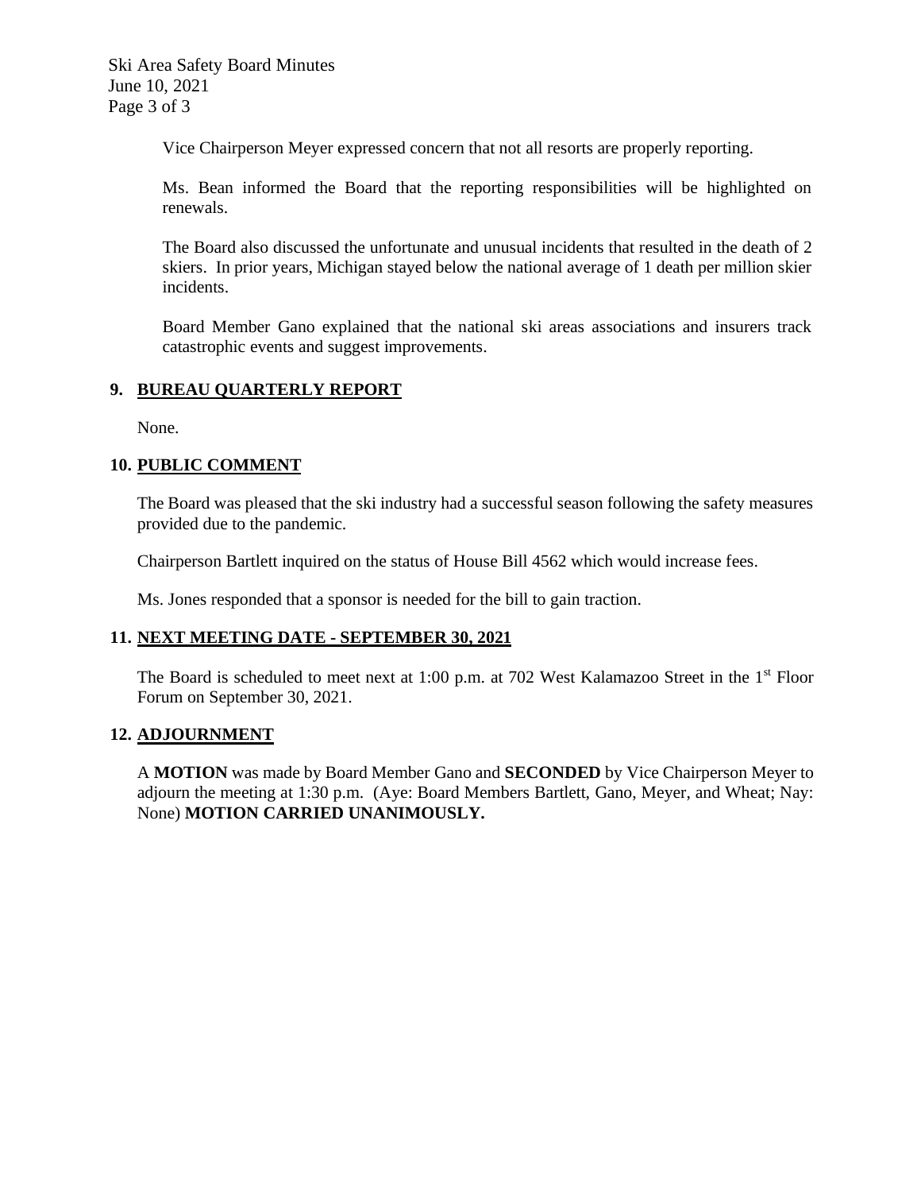Vice Chairperson Meyer expressed concern that not all resorts are properly reporting.

Ms. Bean informed the Board that the reporting responsibilities will be highlighted on renewals.

The Board also discussed the unfortunate and unusual incidents that resulted in the death of 2 skiers. In prior years, Michigan stayed below the national average of 1 death per million skier incidents.

Board Member Gano explained that the national ski areas associations and insurers track catastrophic events and suggest improvements.

## 9. BUREAU QUARTERLY REPORT

None.

## 10. PUBLIC COMMENT

The Board was pleased that the ski industry had a successful season following the safety measures provided due to the pandemic.

Chairperson Bartlett inquired on the status of House Bill 4562 which would increase fees.

Ms. Jones responded that a sponsor is needed for the bill to gain traction.

## 11. NEXT MEETING DATE - SEPTEMBER 30, 2021

The Board is scheduled to meet next at 1:00 p.m. at 702 West Kalamazoo Street in the 1st Floor Forum on September 30, 2021.

## 12. ADJOURNMENT

A **MOTION** was made by Board Member Gano and **SECONDED** by Vice Chairperson Meyer to adjourn the meeting at 1:30 p.m. (Aye: Board Members Bartlett, Gano, Meyer, and Wheat; Nay: None) **MOTION CARRIED UNANIMOUSLY.**